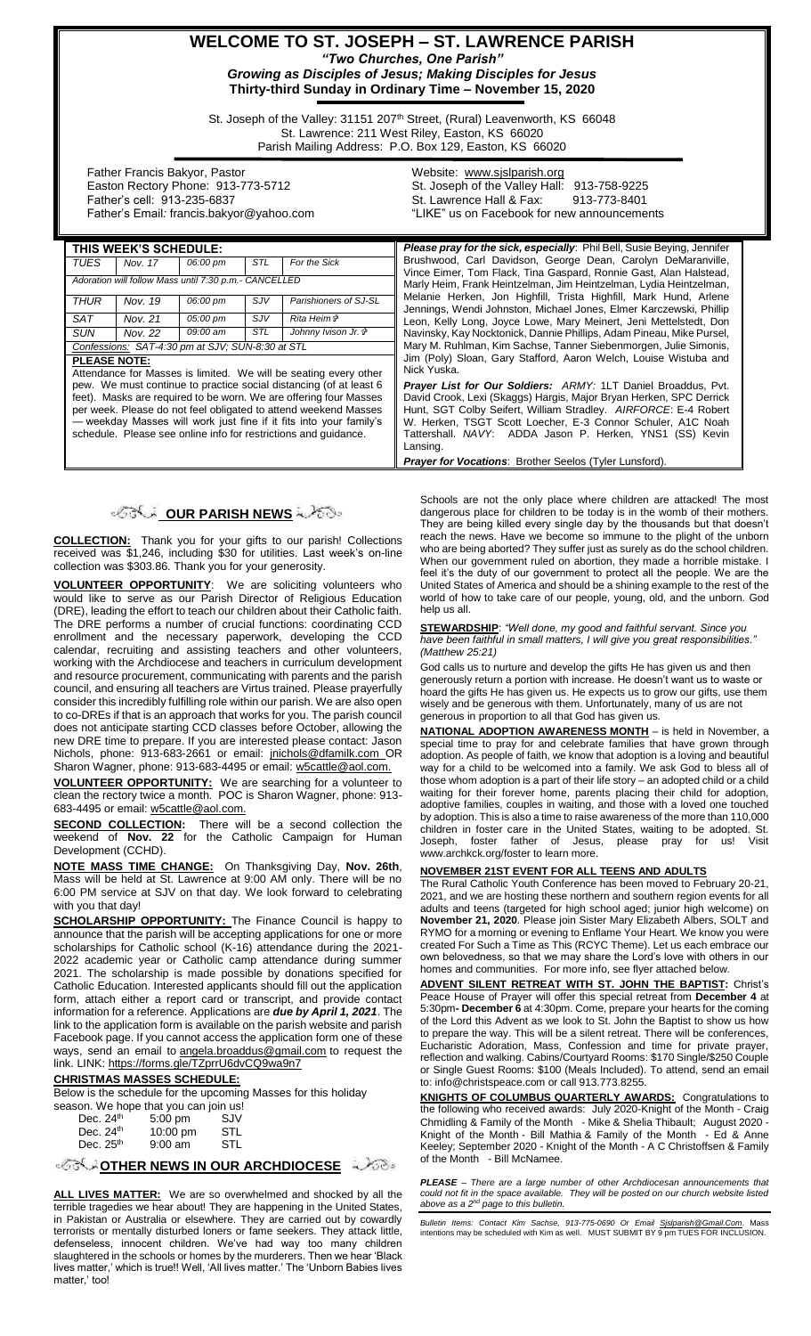# WELCOME TO ST. JOSEPH – ST. LAWRENCE PARISH

***"Two Churches, One Parish"***

***Growing as Disciples of Jesus; Making Disciples for Jesus***

**Thirty-third Sunday in Ordinary Time – November 15, 2020**

St. Joseph of the Valley: 31151 207th Street, (Rural) Leavenworth, KS 66048
St. Lawrence: 211 West Riley, Easton, KS 66020
Parish Mailing Address: P.O. Box 129, Easton, KS 66020

Father Francis Bakyor, Pastor
Easton Rectory Phone: 913-773-5712
Father's cell: 913-235-6837
Father's Email: francis.bakyor@yahoo.com

Website: www.sjslparish.org
St. Joseph of the Valley Hall: 913-758-9225
St. Lawrence Hall & Fax: 913-773-8401
"LIKE" us on Facebook for new announcements

**THIS WEEK'S SCHEDULE:**

| | | | | |
|---|---|---|---|---|
| *TUES* | *Nov. 17* | *06:00 pm* | *STL* | *For the Sick* |
| *Adoration will follow Mass until 7:30 p.m.- CANCELLED* | | | | |
| *THUR* | *Nov. 19* | *06:00 pm* | *SJV* | *Parishioners of SJ-SL* |
| *SAT* | *Nov. 21* | *05:00 pm* | *SJV* | *Rita Heim ✞* |
| *SUN* | *Nov. 22* | *09:00 am* | *STL* | *Johnny Ivison Jr. ✞* |
| *Confessions: SAT-4:30 pm at SJV; SUN-8:30 at STL* | | | | |

**PLEASE NOTE:**
Attendance for Masses is limited. We will be seating every other pew. We must continue to practice social distancing (of at least 6 feet). Masks are required to be worn. We are offering four Masses per week. Please do not feel obligated to attend weekend Masses — weekday Masses will work just fine if it fits into your family's schedule. Please see online info for restrictions and guidance.

***Please pray for the sick, especially***: Phil Bell, Susie Beying, Jennifer Brushwood, Carl Davidson, George Dean, Carolyn DeMaranville, Vince Eimer, Tom Flack, Tina Gaspard, Ronnie Gast, Alan Halstead, Marly Heim, Frank Heintzelman, Jim Heintzelman, Lydia Heintzelman, Melanie Herken, Jon Highfill, Trista Highfill, Mark Hund, Arlene Jennings, Wendi Johnston, Michael Jones, Elmer Karczewski, Phillip Leon, Kelly Long, Joyce Lowe, Mary Meinert, Jeni Mettelstedt, Don Navinsky, Kay Nocktonick, Dannie Phillips, Adam Pineau, Mike Pursel, Mary M. Ruhlman, Kim Sachse, Tanner Siebenmorgen, Julie Simonis, Jim (Poly) Sloan, Gary Stafford, Aaron Welch, Louise Wistuba and Nick Yuska.

***Prayer List for Our Soldiers:*** *ARMY*: 1LT Daniel Broaddus, Pvt. David Crook, Lexi (Skaggs) Hargis, Major Bryan Herken, SPC Derrick Hunt, SGT Colby Seifert, William Stradley. *AIRFORCE*: E-4 Robert W. Herken, TSGT Scott Loecher, E-3 Connor Schuler, A1C Noah Tattershall. *NAVY*: ADDA Jason P. Herken, YNS1 (SS) Kevin Lansing.

***Prayer for Vocations***: Brother Seelos (Tyler Lunsford).

## OUR PARISH NEWS

**COLLECTION:** Thank you for your gifts to our parish! Collections received was $1,246, including $30 for utilities. Last week's on-line collection was $303.86. Thank you for your generosity.

**VOLUNTEER OPPORTUNITY**: We are soliciting volunteers who would like to serve as our Parish Director of Religious Education (DRE), leading the effort to teach our children about their Catholic faith. The DRE performs a number of crucial functions: coordinating CCD enrollment and the necessary paperwork, developing the CCD calendar, recruiting and assisting teachers and other volunteers, working with the Archdiocese and teachers in curriculum development and resource procurement, communicating with parents and the parish council, and ensuring all teachers are Virtus trained. Please prayerfully consider this incredibly fulfilling role within our parish. We are also open to co-DREs if that is an approach that works for you. The parish council does not anticipate starting CCD classes before October, allowing the new DRE time to prepare. If you are interested please contact: Jason Nichols, phone: 913-683-2661 or email: jnichols@dfamilk.com OR Sharon Wagner, phone: 913-683-4495 or email: w5cattle@aol.com.

**VOLUNTEER OPPORTUNITY:** We are searching for a volunteer to clean the rectory twice a month. POC is Sharon Wagner, phone: 913-683-4495 or email: w5cattle@aol.com.

**SECOND COLLECTION:** There will be a second collection the weekend of **Nov. 22** for the Catholic Campaign for Human Development (CCHD).

**NOTE MASS TIME CHANGE:** On Thanksgiving Day, **Nov. 26th**, Mass will be held at St. Lawrence at 9:00 AM only. There will be no 6:00 PM service at SJV on that day. We look forward to celebrating with you that day!

**SCHOLARSHIP OPPORTUNITY:** The Finance Council is happy to announce that the parish will be accepting applications for one or more scholarships for Catholic school (K-16) attendance during the 2021-2022 academic year or Catholic camp attendance during summer 2021. The scholarship is made possible by donations specified for Catholic Education. Interested applicants should fill out the application form, attach either a report card or transcript, and provide contact information for a reference. Applications are ***due by April 1, 2021***. The link to the application form is available on the parish website and parish Facebook page. If you cannot access the application form one of these ways, send an email to angela.broaddus@gmail.com to request the link. LINK: https://forms.gle/TZprrU6dvCQ9wa9n7

**CHRISTMAS MASSES SCHEDULE:**
Below is the schedule for the upcoming Masses for this holiday season. We hope that you can join us!

| | | |
|---|---|---|
| Dec. 24th | 5:00 pm | SJV |
| Dec. 24th | 10:00 pm | STL |
| Dec. 25th | 9:00 am | STL |

## OTHER NEWS IN OUR ARCHDIOCESE

**ALL LIVES MATTER:** We are so overwhelmed and shocked by all the terrible tragedies we hear about! They are happening in the United States, in Pakistan or Australia or elsewhere. They are carried out by cowardly terrorists or mentally disturbed loners or fame seekers. They attack little, defenseless, innocent children. We've had way too many children slaughtered in the schools or homes by the murderers. Then we hear 'Black lives matter,' which is true!! Well, 'All lives matter.' The 'Unborn Babies lives matter,' too!

Schools are not the only place where children are attacked! The most dangerous place for children to be today is in the womb of their mothers. They are being killed every single day by the thousands but that doesn't reach the news. Have we become so immune to the plight of the unborn who are being aborted? They suffer just as surely as do the school children. When our government ruled on abortion, they made a horrible mistake. I feel it's the duty of our government to protect all the people. We are the United States of America and should be a shining example to the rest of the world of how to take care of our people, young, old, and the unborn. God help us all.

**STEWARDSHIP**: *"Well done, my good and faithful servant. Since you have been faithful in small matters, I will give you great responsibilities." (Matthew 25:21)*

God calls us to nurture and develop the gifts He has given us and then generously return a portion with increase. He doesn't want us to waste or hoard the gifts He has given us. He expects us to grow our gifts, use them wisely and be generous with them. Unfortunately, many of us are not generous in proportion to all that God has given us.

**NATIONAL ADOPTION AWARENESS MONTH** – is held in November, a special time to pray for and celebrate families that have grown through adoption. As people of faith, we know that adoption is a loving and beautiful way for a child to be welcomed into a family. We ask God to bless all of those whom adoption is a part of their life story – an adopted child or a child waiting for their forever home, parents placing their child for adoption, adoptive families, couples in waiting, and those with a loved one touched by adoption. This is also a time to raise awareness of the more than 110,000 children in foster care in the United States, waiting to be adopted. St. Joseph, foster father of Jesus, please pray for us! Visit www.archkck.org/foster to learn more.

**NOVEMBER 21ST EVENT FOR ALL TEENS AND ADULTS**
The Rural Catholic Youth Conference has been moved to February 20-21, 2021, and we are hosting these northern and southern region events for all adults and teens (targeted for high school aged; junior high welcome) on **November 21, 2020**. Please join Sister Mary Elizabeth Albers, SOLT and RYMO for a morning or evening to Enflame Your Heart. We know you were created For Such a Time as This (RCYC Theme). Let us each embrace our own belovedness, so that we may share the Lord's love with others in our homes and communities. For more info, see flyer attached below.

**ADVENT SILENT RETREAT WITH ST. JOHN THE BAPTIST:** Christ's Peace House of Prayer will offer this special retreat from **December 4** at 5:30pm**- December 6** at 4:30pm. Come, prepare your hearts for the coming of the Lord this Advent as we look to St. John the Baptist to show us how to prepare the way. This will be a silent retreat. There will be conferences, Eucharistic Adoration, Mass, Confession and time for private prayer, reflection and walking. Cabins/Courtyard Rooms: $170 Single/$250 Couple or Single Guest Rooms: $100 (Meals Included). To attend, send an email to: info@christspeace.com or call 913.773.8255.

**KNIGHTS OF COLUMBUS QUARTERLY AWARDS:** Congratulations to the following who received awards: July 2020-Knight of the Month - Craig Chmidling & Family of the Month - Mike & Shelia Thibault; August 2020 - Knight of the Month - Bill Mathia & Family of the Month - Ed & Anne Keeley; September 2020 - Knight of the Month - A C Christoffsen & Family of the Month - Bill McNamee.

*PLEASE – There are a large number of other Archdiocesan announcements that could not fit in the space available. They will be posted on our church website listed above as a 2nd page to this bulletin.*

*Bulletin Items: Contact Kim Sachse, 913-775-0690 Or Email Sjslparish@Gmail.Com. Mass intentions may be scheduled with Kim as well. MUST SUBMIT BY 9 pm TUES FOR INCLUSION.*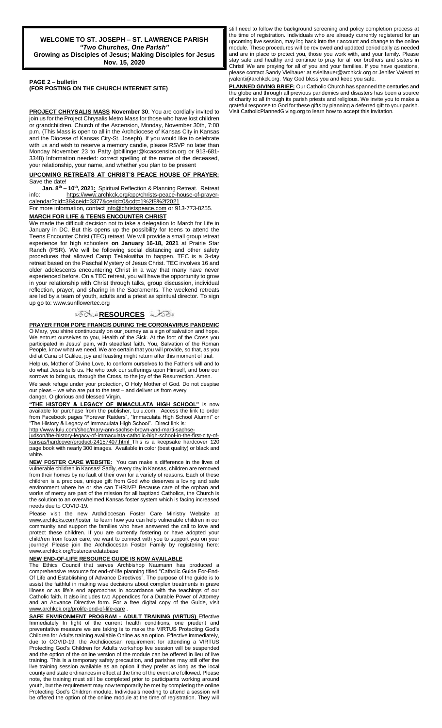**WELCOME TO ST. JOSEPH – ST. LAWRENCE PARISH**
***"Two Churches, One Parish"***
**Growing as Disciples of Jesus; Making Disciples for Jesus**
**Nov. 15, 2020**

**PAGE 2 – bulletin**
**(FOR POSTING ON THE CHURCH INTERNET SITE)**

**PROJECT CHRYSALIS MASS November 30**. You are cordially invited to join us for the Project Chrysalis Metro Mass for those who have lost children or grandchildren. Church of the Ascension, Monday, November 30th, 7:00 p.m. (This Mass is open to all in the Archdiocese of Kansas City in Kansas and the Diocese of Kansas City-St. Joseph). If you would like to celebrate with us and wish to reserve a memory candle, please RSVP no later than Monday November 23 to Patty (pbillinger@kcascension.org or 913-681-3348) Information needed: correct spelling of the name of the deceased, your relationship, your name, and whether you plan to be present

**UPCOMING RETREATS AT CHRIST'S PEACE HOUSE OF PRAYER:**
Save the date!

**Jan. 8th – 10th, 2021:** Spiritual Reflection & Planning Retreat. Retreat info: https://www.archkck.org/cpp/christs-peace-house-of-prayer-calendar?cid=38&ceid=3377&cerid=0&cdt=1%2f8%2f2021

For more information, contact info@christspeace.com or 913-773-8255.

**MARCH FOR LIFE & TEENS ENCOUNTER CHRIST**

We made the difficult decision not to take a delegation to March for Life in January in DC. But this opens up the possibility for teens to attend the Teens Encounter Christ (TEC) retreat. We will provide a small group retreat experience for high schoolers **on January 16-18, 2021** at Prairie Star Ranch (PSR). We will be following social distancing and other safety procedures that allowed Camp Tekakwitha to happen. TEC is a 3-day retreat based on the Paschal Mystery of Jesus Christ. TEC involves 16 and older adolescents encountering Christ in a way that many have never experienced before. On a TEC retreat, you will have the opportunity to grow in your relationship with Christ through talks, group discussion, individual reflection, prayer, and sharing in the Sacraments. The weekend retreats are led by a team of youth, adults and a priest as spiritual director. To sign up go to: www.sunflowertec.org

## RESOURCES

**PRAYER FROM POPE FRANCIS DURING THE CORONAVIRUS PANDEMIC**

O Mary, you shine continuously on our journey as a sign of salvation and hope. We entrust ourselves to you, Health of the Sick. At the foot of the Cross you participated in Jesus' pain, with steadfast faith. You, Salvation of the Roman People, know what we need. We are certain that you will provide, so that, as you did at Cana of Galilee, joy and feasting might return after this moment of trial.

Help us, Mother of Divine Love, to conform ourselves to the Father's will and to do what Jesus tells us. He who took our sufferings upon Himself, and bore our sorrows to bring us, through the Cross, to the joy of the Resurrection. Amen.

We seek refuge under your protection, O Holy Mother of God. Do not despise our pleas – we who are put to the test – and deliver us from every danger, O glorious and blessed Virgin.

**"THE HISTORY & LEGACY OF IMMACULATA HIGH SCHOOL"** is now available for purchase from the publisher, Lulu.com. Access the link to order from Facebook pages "Forever Raiders", "Immaculata High School Alumni" or "The History & Legacy of Immaculata High School". Direct link is: http://www.lulu.com/shop/mary-ann-sachse-brown-and-marti-sachse-judson/the-history-legacy-of-immaculata-catholic-high-school-in-the-first-city-of-kansas/hardcover/product-24157407.html This is a keepsake hardcover 120 page book with nearly 300 images. Available in color (best quality) or black and white.

**NEW FOSTER CARE WEBSITE:** You can make a difference in the lives of vulnerable children in Kansas! Sadly, every day in Kansas, children are removed from their homes by no fault of their own for a variety of reasons. Each of these children is a precious, unique gift from God who deserves a loving and safe environment where he or she can THRIVE! Because care of the orphan and works of mercy are part of the mission for all baptized Catholics, the Church is the solution to an overwhelmed Kansas foster system which is facing increased needs due to COVID-19.

Please visit the new Archdiocesan Foster Care Ministry Website at www.archkcks.com/foster to learn how you can help vulnerable children in our community and support the families who have answered the call to love and protect these children. If you are currently fostering or have adopted your child/ren from foster care, we want to connect with you to support you on your journey! Please join the Archdiocesan Foster Family by registering here: www.archkck.org/fostercaredatabase

**NEW END-OF-LIFE RESOURCE GUIDE IS NOW AVAILABLE**

The Ethics Council that serves Archbishop Naumann has produced a comprehensive resource for end-of-life planning titled "Catholic Guide For-End-Of Life and Establishing of Advance Directives". The purpose of the guide is to assist the faithful in making wise decisions about complex treatments in grave illness or as life's end approaches in accordance with the teachings of our Catholic faith. It also includes two Appendices for a Durable Power of Attorney and an Advance Directive form. For a free digital copy of the Guide, visit www.archkck.org/prolife-end-of-life-care .

**SAFE ENVIRONMENT PROGRAM - ADULT TRAINING (VIRTUS)** Effective Immediately In light of the current health conditions, one prudent and preventative measure we are taking is to make the VIRTUS Protecting God's Children for Adults training available Online as an option. Effective immediately, due to COVID-19, the Archdiocesan requirement for attending a VIRTUS Protecting God's Children for Adults workshop live session will be suspended and the option of the online version of the module can be offered in lieu of live training. This is a temporary safety precaution, and parishes may still offer the live training session available as an option if they prefer as long as the local county and state ordinances in effect at the time of the event are followed. Please note, the training must still be completed prior to participants working around youth, but the requirement may now temporarily be met by completing the online Protecting God's Children module. Individuals needing to attend a session will be offered the option of the online module at the time of registration. They will still need to follow the background screening and policy completion process at the time of registration. Individuals who are already currently registered for an upcoming live session, may log back into their account and change to the online module. These procedures will be reviewed and updated periodically as needed and are in place to protect you, those you work with, and your family. Please stay safe and healthy and continue to pray for all our brothers and sisters in Christ! We are praying for all of you and your families. If you have questions, please contact Sandy Vielhauer at svielhauer@archkck.org or Jenifer Valenti at jvalenti@archkck.org. May God bless you and keep you safe.

**PLANNED GIVING BRIEF:** Our Catholic Church has spanned the centuries and the globe and through all previous pandemics and disasters has been a source of charity to all through its parish priests and religious. We invite you to make a grateful response to God for these gifts by planning a deferred gift to your parish. Visit CatholicPlannedGiving.org to learn how to accept this invitation.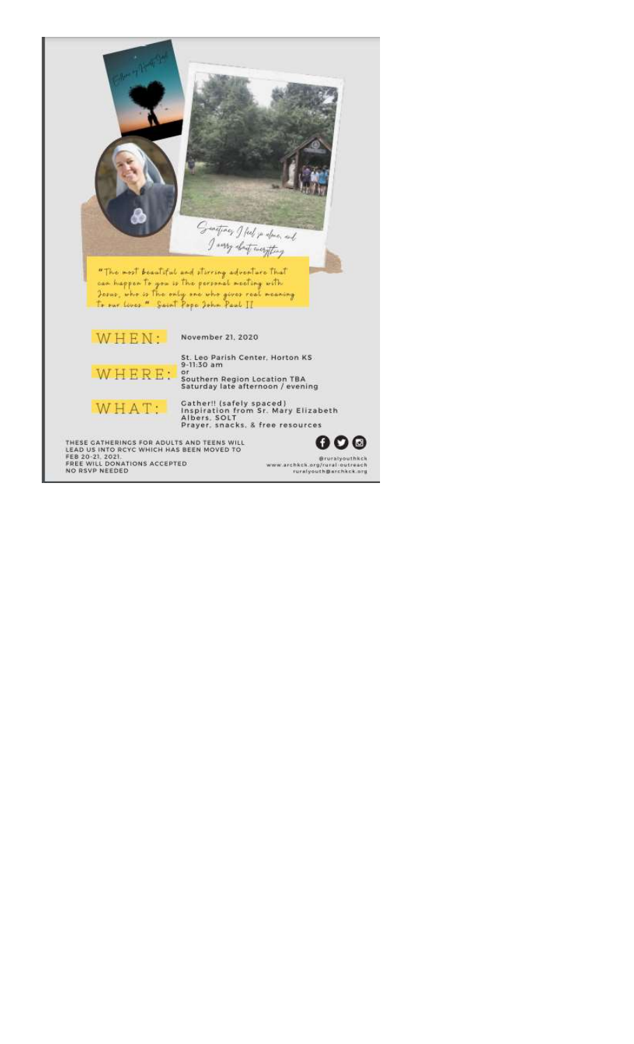*Sometimes I feel so alone, and I worry about everything*

"The most beautiful and stirring adventure that can happen to you is the personal meeting with Jesus, who is the only one who gives real meaning to our lives." Saint Pope John Paul II

**WHEN:** November 21, 2020

**WHERE:** St. Leo Parish Center, Horton KS
9-11:30 am
or
Southern Region Location TBA
Saturday late afternoon / evening

**WHAT:** Gather!! (safely spaced)
Inspiration from Sr. Mary Elizabeth Albers, SOLT
Prayer, snacks, & free resources

THESE GATHERINGS FOR ADULTS AND TEENS WILL LEAD US INTO RCYC WHICH HAS BEEN MOVED TO FEB 20-21, 2021.
FREE WILL DONATIONS ACCEPTED
NO RSVP NEEDED

@ruralyouthkck
www.archkck.org/rural-outreach
ruralyouth@archkck.org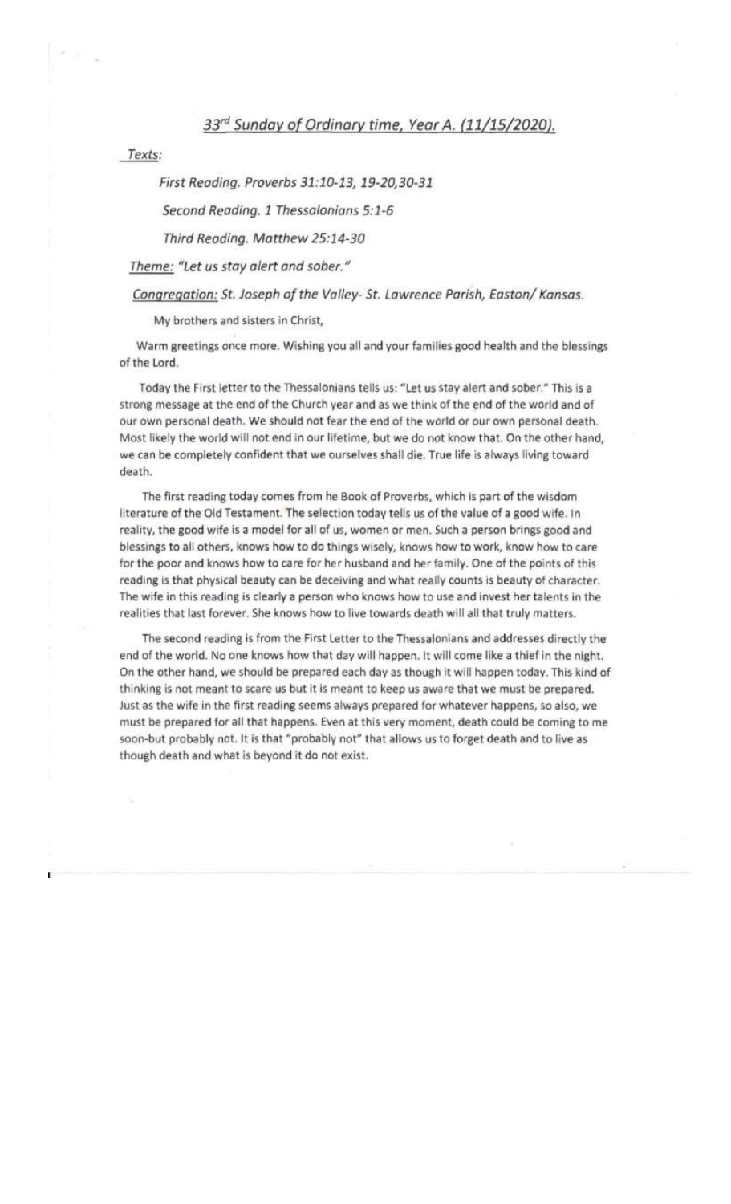## <u>33rd Sunday of Ordinary time, Year A. (11/15/2020).</u>

<u>Texts:</u>

*First Reading. Proverbs 31:10-13, 19-20,30-31*

*Second Reading. 1 Thessalonians 5:1-6*

*Third Reading. Matthew 25:14-30*

<u>Theme:</u> *"Let us stay alert and sober."*

<u>Congregation:</u> *St. Joseph of the Valley- St. Lawrence Parish, Easton/ Kansas.*

My brothers and sisters in Christ,

Warm greetings once more. Wishing you all and your families good health and the blessings of the Lord.

Today the First letter to the Thessalonians tells us: "Let us stay alert and sober." This is a strong message at the end of the Church year and as we think of the end of the world and of our own personal death. We should not fear the end of the world or our own personal death. Most likely the world will not end in our lifetime, but we do not know that. On the other hand, we can be completely confident that we ourselves shall die. True life is always living toward death.

The first reading today comes from he Book of Proverbs, which is part of the wisdom literature of the Old Testament. The selection today tells us of the value of a good wife. In reality, the good wife is a model for all of us, women or men. Such a person brings good and blessings to all others, knows how to do things wisely, knows how to work, know how to care for the poor and knows how to care for her husband and her family. One of the points of this reading is that physical beauty can be deceiving and what really counts is beauty of character. The wife in this reading is clearly a person who knows how to use and invest her talents in the realities that last forever. She knows how to live towards death will all that truly matters.

The second reading is from the First Letter to the Thessalonians and addresses directly the end of the world. No one knows how that day will happen. It will come like a thief in the night. On the other hand, we should be prepared each day as though it will happen today. This kind of thinking is not meant to scare us but it is meant to keep us aware that we must be prepared. Just as the wife in the first reading seems always prepared for whatever happens, so also, we must be prepared for all that happens. Even at this very moment, death could be coming to me soon-but probably not. It is that "probably not" that allows us to forget death and to live as though death and what is beyond it do not exist.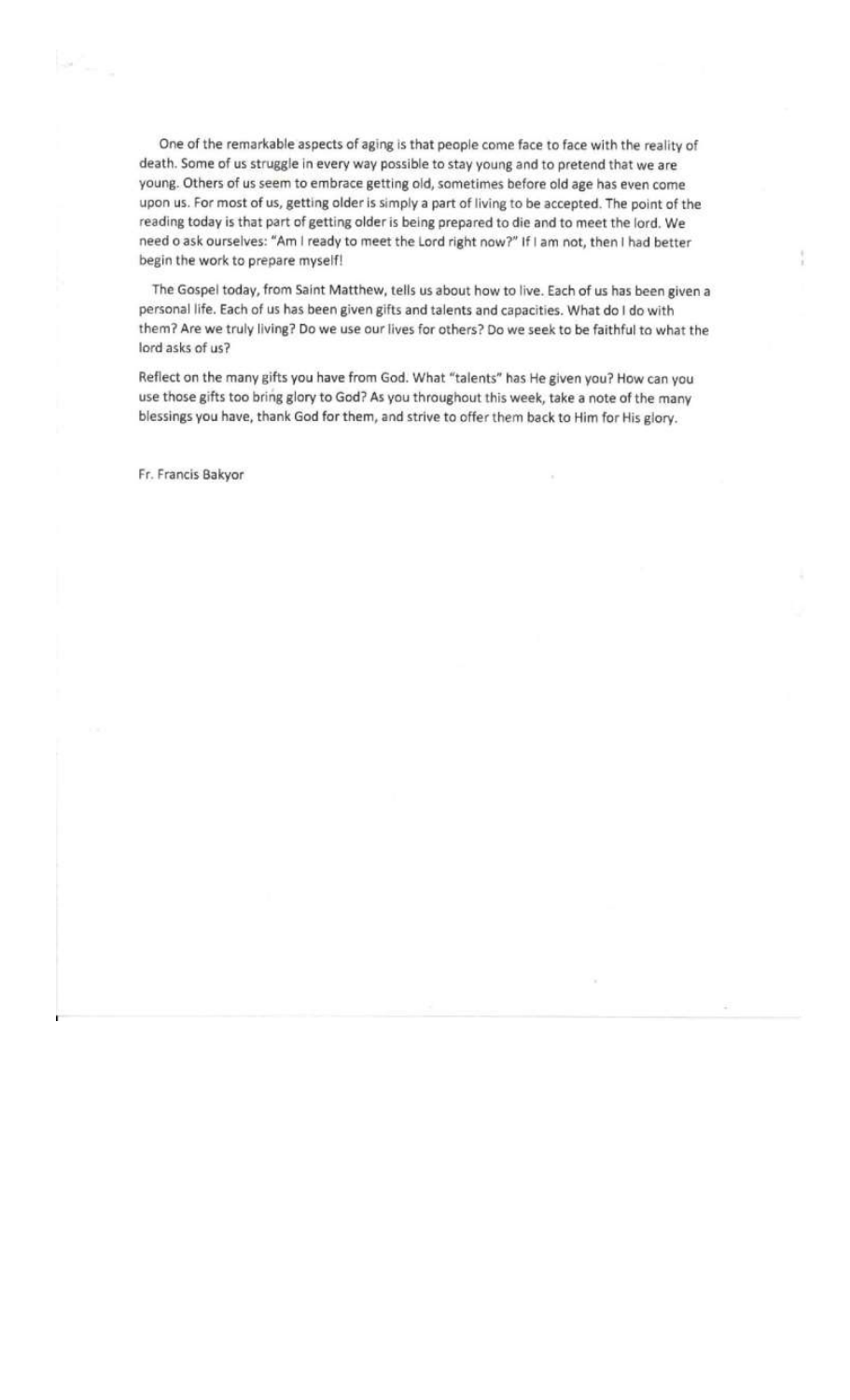One of the remarkable aspects of aging is that people come face to face with the reality of death. Some of us struggle in every way possible to stay young and to pretend that we are young. Others of us seem to embrace getting old, sometimes before old age has even come upon us. For most of us, getting older is simply a part of living to be accepted. The point of the reading today is that part of getting older is being prepared to die and to meet the lord. We need o ask ourselves: "Am I ready to meet the Lord right now?" If I am not, then I had better begin the work to prepare myself!

The Gospel today, from Saint Matthew, tells us about how to live. Each of us has been given a personal life. Each of us has been given gifts and talents and capacities. What do I do with them? Are we truly living? Do we use our lives for others? Do we seek to be faithful to what the lord asks of us?

Reflect on the many gifts you have from God. What "talents" has He given you? How can you use those gifts too bring glory to God? As you throughout this week, take a note of the many blessings you have, thank God for them, and strive to offer them back to Him for His glory.

Fr. Francis Bakyor